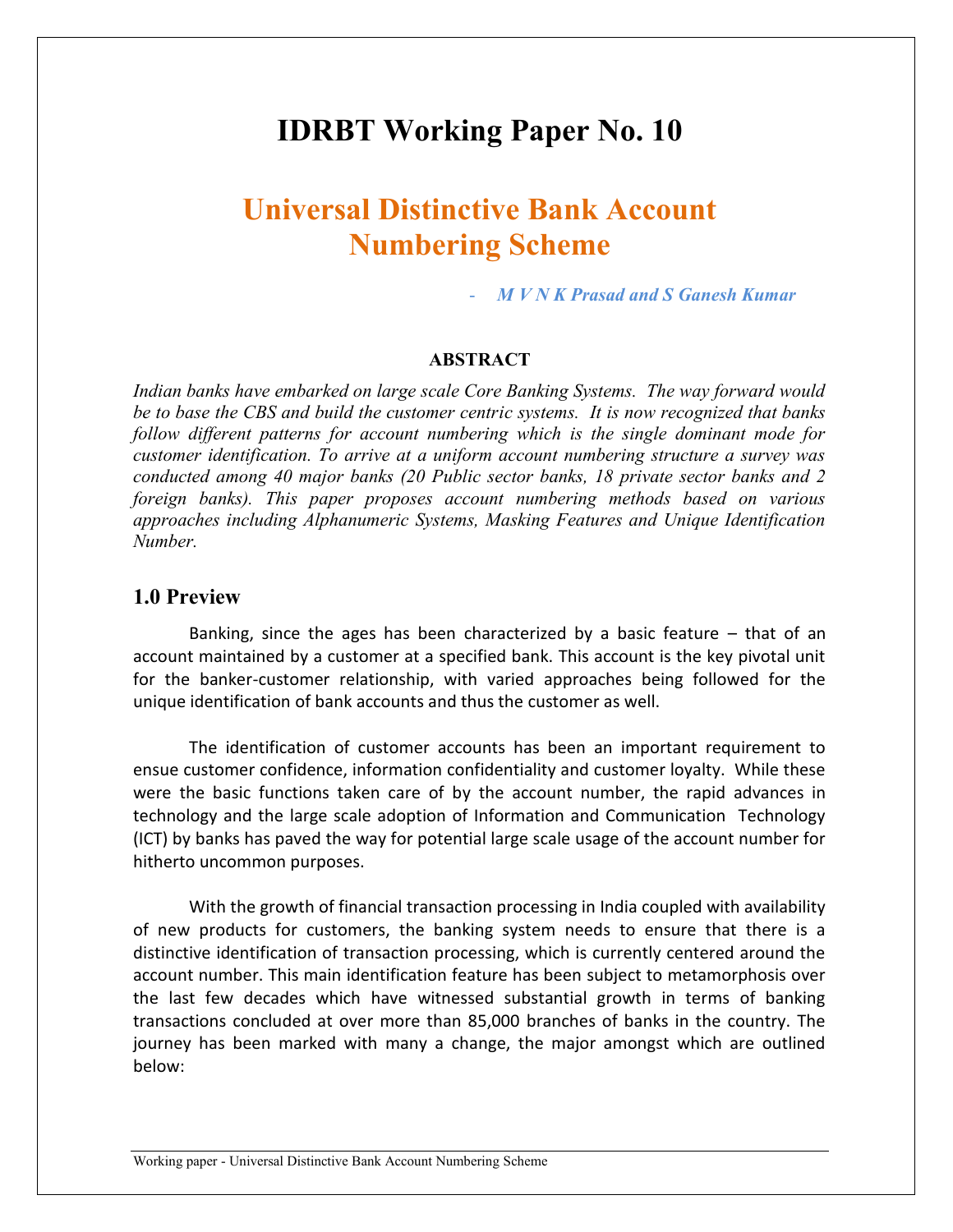# IDRBT Working Paper No. 10

## Universal Distinctive Bank Account Numbering Scheme

- *M V N K Prasad and S Ganesh Kumar*

### ABSTRACT

*Indian banks have embarked on large scale Core Banking Systems. The way forward would be to base the CBS and build the customer centric systems. It is now recognized that banks follow different patterns for account numbering which is the single dominant mode for customer identification. To arrive at a uniform account numbering structure a survey was conducted among 40 major banks (20 Public sector banks, 18 private sector banks and 2 foreign banks). This paper proposes account numbering methods based on various approaches including Alphanumeric Systems, Masking Features and Unique Identification Number.*

## 1.0 Preview

Banking, since the ages has been characterized by a basic feature – that of an account maintained by a customer at a specified bank. This account is the key pivotal unit for the banker-customer relationship, with varied approaches being followed for the unique identification of bank accounts and thus the customer as well.

The identification of customer accounts has been an important requirement to ensue customer confidence, information confidentiality and customer loyalty. While these were the basic functions taken care of by the account number, the rapid advances in technology and the large scale adoption of Information and Communication Technology (ICT) by banks has paved the way for potential large scale usage of the account number for hitherto uncommon purposes.

With the growth of financial transaction processing in India coupled with availability of new products for customers, the banking system needs to ensure that there is a distinctive identification of transaction processing, which is currently centered around the account number. This main identification feature has been subject to metamorphosis over the last few decades which have witnessed substantial growth in terms of banking transactions concluded at over more than 85,000 branches of banks in the country. The journey has been marked with many a change, the major amongst which are outlined below: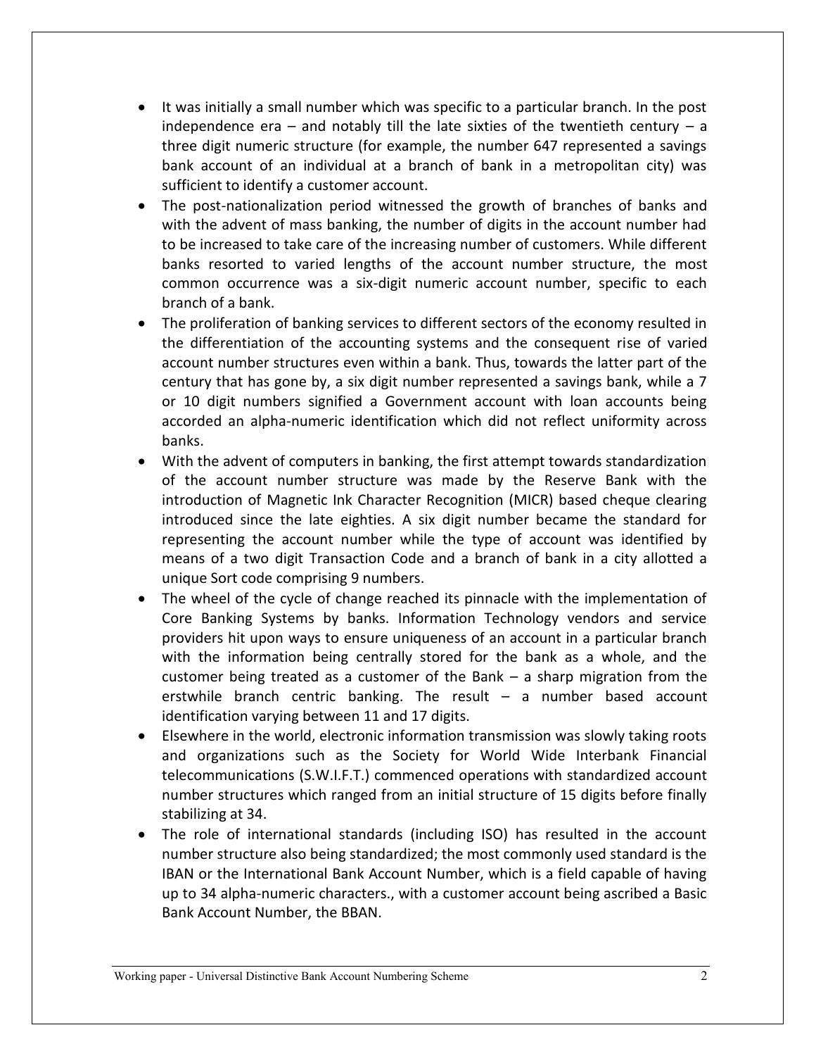- It was initially a small number which was specific to a particular branch. In the post independence era – and notably till the late sixties of the twentieth century – a three digit numeric structure (for example, the number 647 represented a savings bank account of an individual at a branch of bank in a metropolitan city) was sufficient to identify a customer account.
- The post-nationalization period witnessed the growth of branches of banks and with the advent of mass banking, the number of digits in the account number had to be increased to take care of the increasing number of customers. While different banks resorted to varied lengths of the account number structure, the most common occurrence was a six-digit numeric account number, specific to each branch of a bank.
- The proliferation of banking services to different sectors of the economy resulted in the differentiation of the accounting systems and the consequent rise of varied account number structures even within a bank. Thus, towards the latter part of the century that has gone by, a six digit number represented a savings bank, while a 7 or 10 digit numbers signified a Government account with loan accounts being accorded an alpha-numeric identification which did not reflect uniformity across banks.
- With the advent of computers in banking, the first attempt towards standardization of the account number structure was made by the Reserve Bank with the introduction of Magnetic Ink Character Recognition (MICR) based cheque clearing introduced since the late eighties. A six digit number became the standard for representing the account number while the type of account was identified by means of a two digit Transaction Code and a branch of bank in a city allotted a unique Sort code comprising 9 numbers.
- The wheel of the cycle of change reached its pinnacle with the implementation of Core Banking Systems by banks. Information Technology vendors and service providers hit upon ways to ensure uniqueness of an account in a particular branch with the information being centrally stored for the bank as a whole, and the customer being treated as a customer of the Bank – a sharp migration from the erstwhile branch centric banking. The result – a number based account identification varying between 11 and 17 digits.
- Elsewhere in the world, electronic information transmission was slowly taking roots and organizations such as the Society for World Wide Interbank Financial telecommunications (S.W.I.F.T.) commenced operations with standardized account number structures which ranged from an initial structure of 15 digits before finally stabilizing at 34.
- The role of international standards (including ISO) has resulted in the account number structure also being standardized; the most commonly used standard is the IBAN or the International Bank Account Number, which is a field capable of having up to 34 alpha-numeric characters., with a customer account being ascribed a Basic Bank Account Number, the BBAN.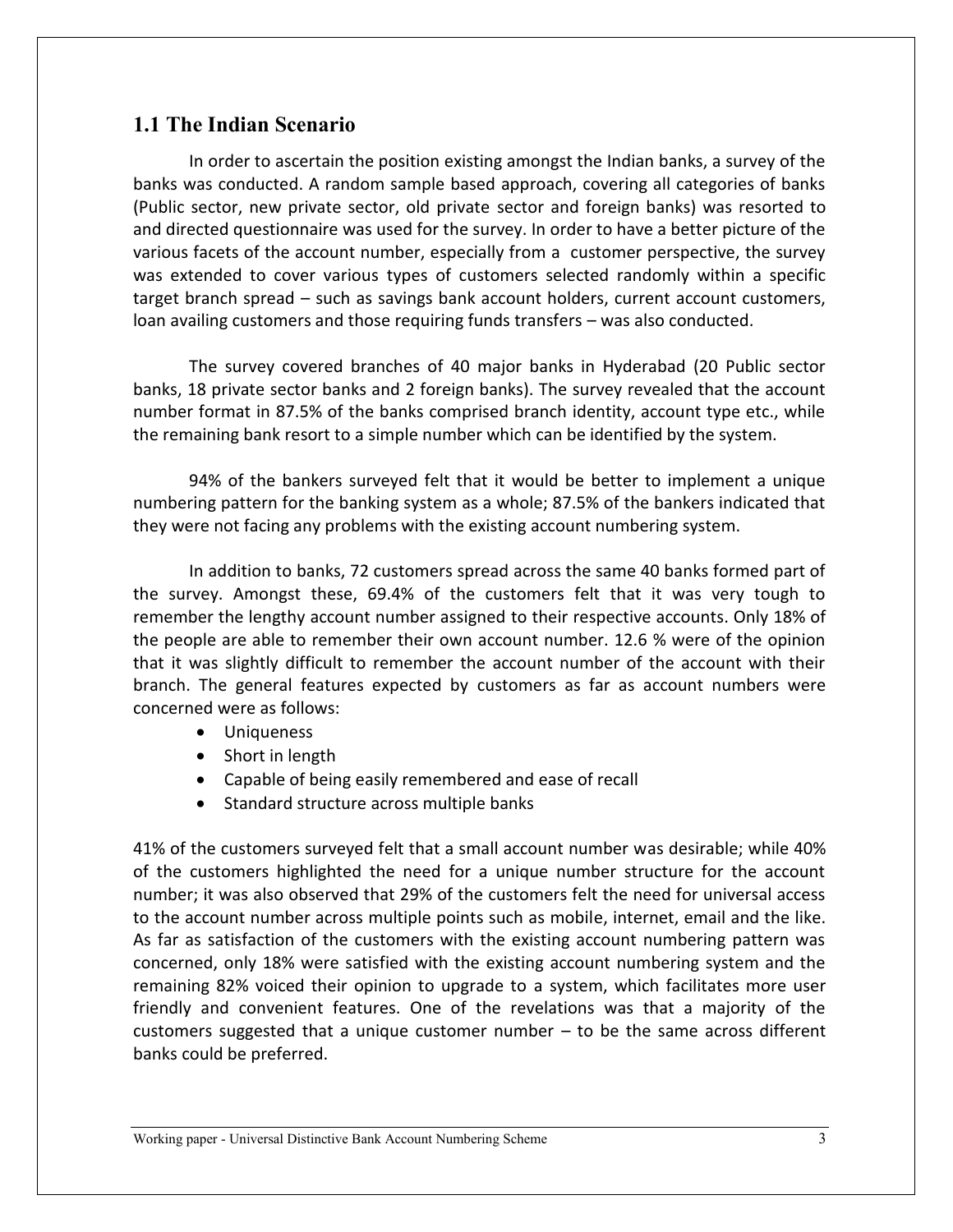## 1.1 The Indian Scenario

In order to ascertain the position existing amongst the Indian banks, a survey of the banks was conducted. A random sample based approach, covering all categories of banks (Public sector, new private sector, old private sector and foreign banks) was resorted to and directed questionnaire was used for the survey. In order to have a better picture of the various facets of the account number, especially from a customer perspective, the survey was extended to cover various types of customers selected randomly within a specific target branch spread – such as savings bank account holders, current account customers, loan availing customers and those requiring funds transfers – was also conducted.

The survey covered branches of 40 major banks in Hyderabad (20 Public sector banks, 18 private sector banks and 2 foreign banks). The survey revealed that the account number format in 87.5% of the banks comprised branch identity, account type etc., while the remaining bank resort to a simple number which can be identified by the system.

94% of the bankers surveyed felt that it would be better to implement a unique numbering pattern for the banking system as a whole; 87.5% of the bankers indicated that they were not facing any problems with the existing account numbering system.

In addition to banks, 72 customers spread across the same 40 banks formed part of the survey. Amongst these, 69.4% of the customers felt that it was very tough to remember the lengthy account number assigned to their respective accounts. Only 18% of the people are able to remember their own account number. 12.6 % were of the opinion that it was slightly difficult to remember the account number of the account with their branch. The general features expected by customers as far as account numbers were concerned were as follows:

- Uniqueness
- Short in length
- Capable of being easily remembered and ease of recall
- Standard structure across multiple banks

41% of the customers surveyed felt that a small account number was desirable; while 40% of the customers highlighted the need for a unique number structure for the account number; it was also observed that 29% of the customers felt the need for universal access to the account number across multiple points such as mobile, internet, email and the like. As far as satisfaction of the customers with the existing account numbering pattern was concerned, only 18% were satisfied with the existing account numbering system and the remaining 82% voiced their opinion to upgrade to a system, which facilitates more user friendly and convenient features. One of the revelations was that a majority of the customers suggested that a unique customer number – to be the same across different banks could be preferred.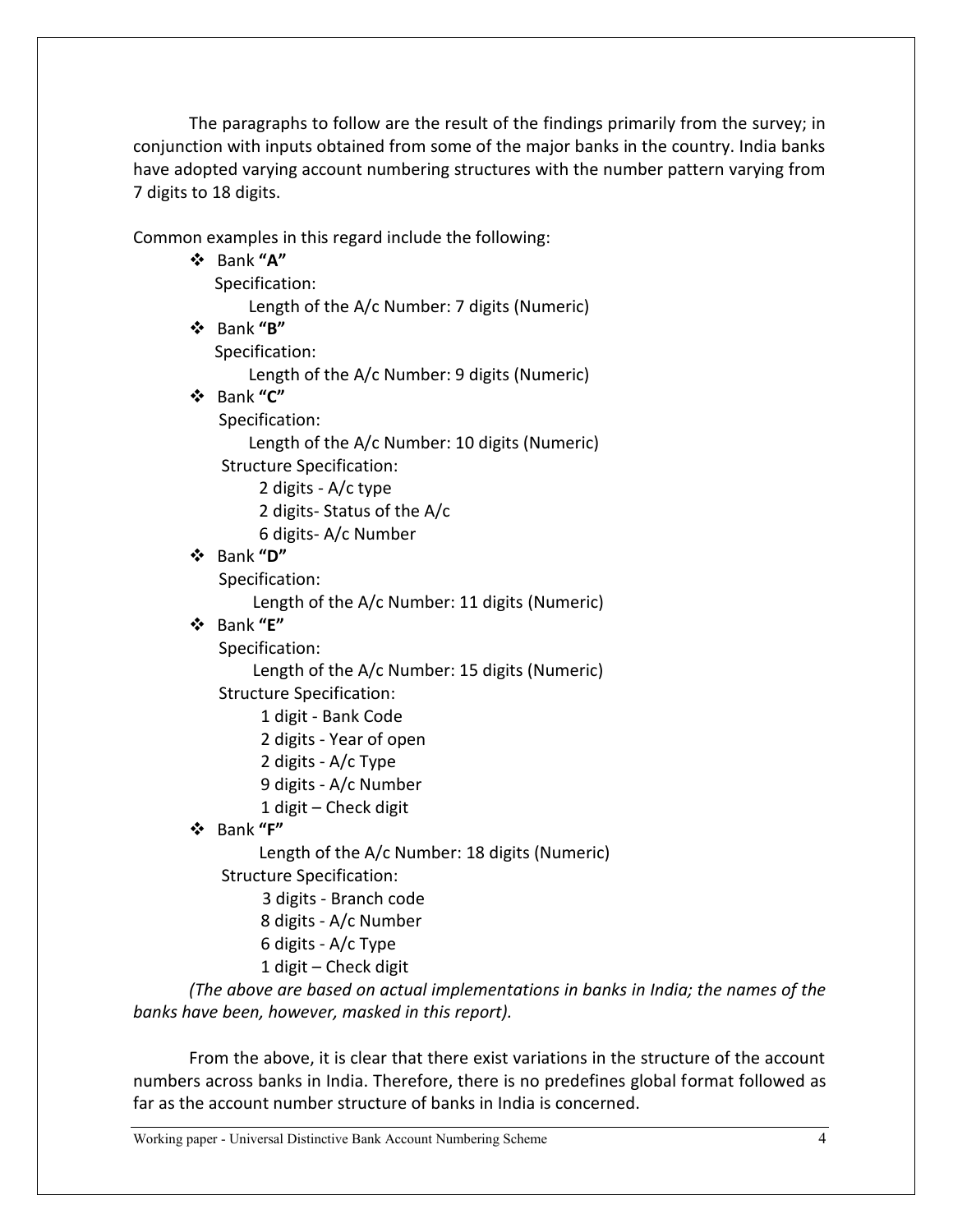The paragraphs to follow are the result of the findings primarily from the survey; in conjunction with inputs obtained from some of the major banks in the country. India banks have adopted varying account numbering structures with the number pattern varying from 7 digits to 18 digits.

Common examples in this regard include the following:

- Bank **"A"**
  - Specification:
    - Length of the A/c Number: 7 digits (Numeric)
- Bank **"B"**
  - Specification:
    - Length of the A/c Number: 9 digits (Numeric)
- Bank **"C"**
  - Specification:
    - Length of the A/c Number: 10 digits (Numeric)
  - Structure Specification:
    - 2 digits - A/c type
    - 2 digits- Status of the A/c
    - 6 digits- A/c Number
- Bank **"D"**
  - Specification:
    - Length of the A/c Number: 11 digits (Numeric)
- Bank **"E"**
  - Specification:
    - Length of the A/c Number: 15 digits (Numeric)
  - Structure Specification:
    - 1 digit - Bank Code
    - 2 digits - Year of open
    - 2 digits - A/c Type
    - 9 digits - A/c Number
    - 1 digit – Check digit
- Bank **"F"**
  - Length of the A/c Number: 18 digits (Numeric)
  - Structure Specification:
    - 3 digits - Branch code
    - 8 digits - A/c Number
    - 6 digits - A/c Type
    - 1 digit – Check digit

*(The above are based on actual implementations in banks in India; the names of the banks have been, however, masked in this report).*

From the above, it is clear that there exist variations in the structure of the account numbers across banks in India. Therefore, there is no predefines global format followed as far as the account number structure of banks in India is concerned.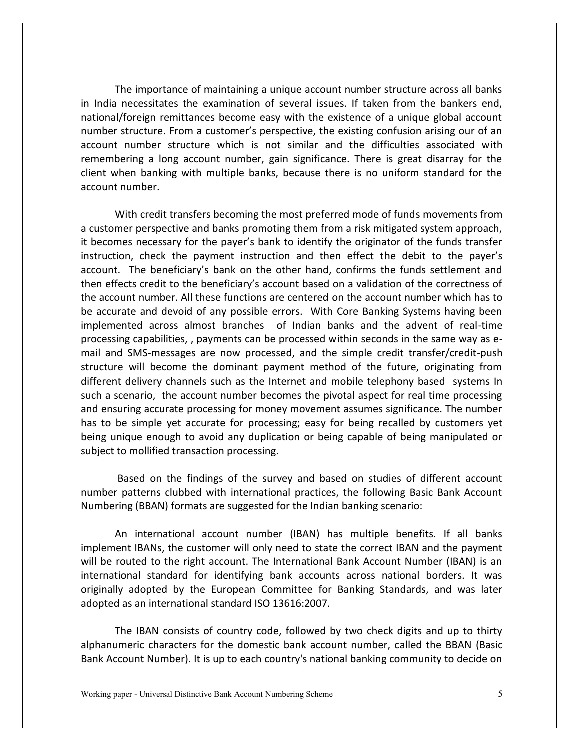The importance of maintaining a unique account number structure across all banks in India necessitates the examination of several issues. If taken from the bankers end, national/foreign remittances become easy with the existence of a unique global account number structure. From a customer's perspective, the existing confusion arising our of an account number structure which is not similar and the difficulties associated with remembering a long account number, gain significance. There is great disarray for the client when banking with multiple banks, because there is no uniform standard for the account number.

With credit transfers becoming the most preferred mode of funds movements from a customer perspective and banks promoting them from a risk mitigated system approach, it becomes necessary for the payer's bank to identify the originator of the funds transfer instruction, check the payment instruction and then effect the debit to the payer's account. The beneficiary's bank on the other hand, confirms the funds settlement and then effects credit to the beneficiary's account based on a validation of the correctness of the account number. All these functions are centered on the account number which has to be accurate and devoid of any possible errors. With Core Banking Systems having been implemented across almost branches of Indian banks and the advent of real-time processing capabilities, , payments can be processed within seconds in the same way as e-mail and SMS-messages are now processed, and the simple credit transfer/credit-push structure will become the dominant payment method of the future, originating from different delivery channels such as the Internet and mobile telephony based systems In such a scenario, the account number becomes the pivotal aspect for real time processing and ensuring accurate processing for money movement assumes significance. The number has to be simple yet accurate for processing; easy for being recalled by customers yet being unique enough to avoid any duplication or being capable of being manipulated or subject to mollified transaction processing.

Based on the findings of the survey and based on studies of different account number patterns clubbed with international practices, the following Basic Bank Account Numbering (BBAN) formats are suggested for the Indian banking scenario:

An international account number (IBAN) has multiple benefits. If all banks implement IBANs, the customer will only need to state the correct IBAN and the payment will be routed to the right account. The International Bank Account Number (IBAN) is an international standard for identifying bank accounts across national borders. It was originally adopted by the European Committee for Banking Standards, and was later adopted as an international standard ISO 13616:2007.

The IBAN consists of country code, followed by two check digits and up to thirty alphanumeric characters for the domestic bank account number, called the BBAN (Basic Bank Account Number). It is up to each country's national banking community to decide on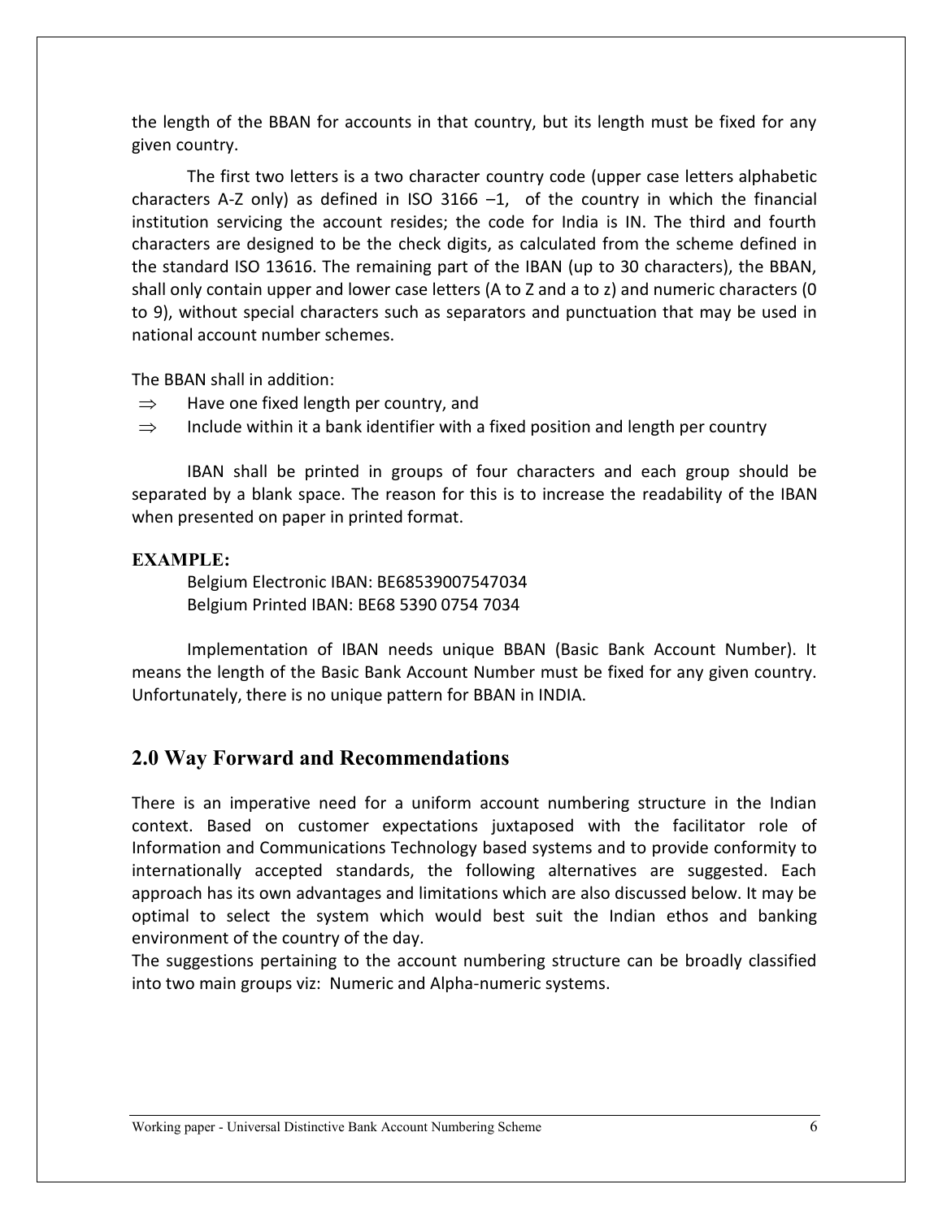the length of the BBAN for accounts in that country, but its length must be fixed for any given country.

The first two letters is a two character country code (upper case letters alphabetic characters A-Z only) as defined in ISO 3166 –1, of the country in which the financial institution servicing the account resides; the code for India is IN. The third and fourth characters are designed to be the check digits, as calculated from the scheme defined in the standard ISO 13616. The remaining part of the IBAN (up to 30 characters), the BBAN, shall only contain upper and lower case letters (A to Z and a to z) and numeric characters (0 to 9), without special characters such as separators and punctuation that may be used in national account number schemes.

The BBAN shall in addition:

- ⇒ Have one fixed length per country, and
- ⇒ Include within it a bank identifier with a fixed position and length per country

IBAN shall be printed in groups of four characters and each group should be separated by a blank space. The reason for this is to increase the readability of the IBAN when presented on paper in printed format.

**EXAMPLE:**

Belgium Electronic IBAN: BE68539007547034
Belgium Printed IBAN: BE68 5390 0754 7034

Implementation of IBAN needs unique BBAN (Basic Bank Account Number). It means the length of the Basic Bank Account Number must be fixed for any given country. Unfortunately, there is no unique pattern for BBAN in INDIA.

## 2.0 Way Forward and Recommendations

There is an imperative need for a uniform account numbering structure in the Indian context. Based on customer expectations juxtaposed with the facilitator role of Information and Communications Technology based systems and to provide conformity to internationally accepted standards, the following alternatives are suggested. Each approach has its own advantages and limitations which are also discussed below. It may be optimal to select the system which would best suit the Indian ethos and banking environment of the country of the day.
The suggestions pertaining to the account numbering structure can be broadly classified into two main groups viz: Numeric and Alpha-numeric systems.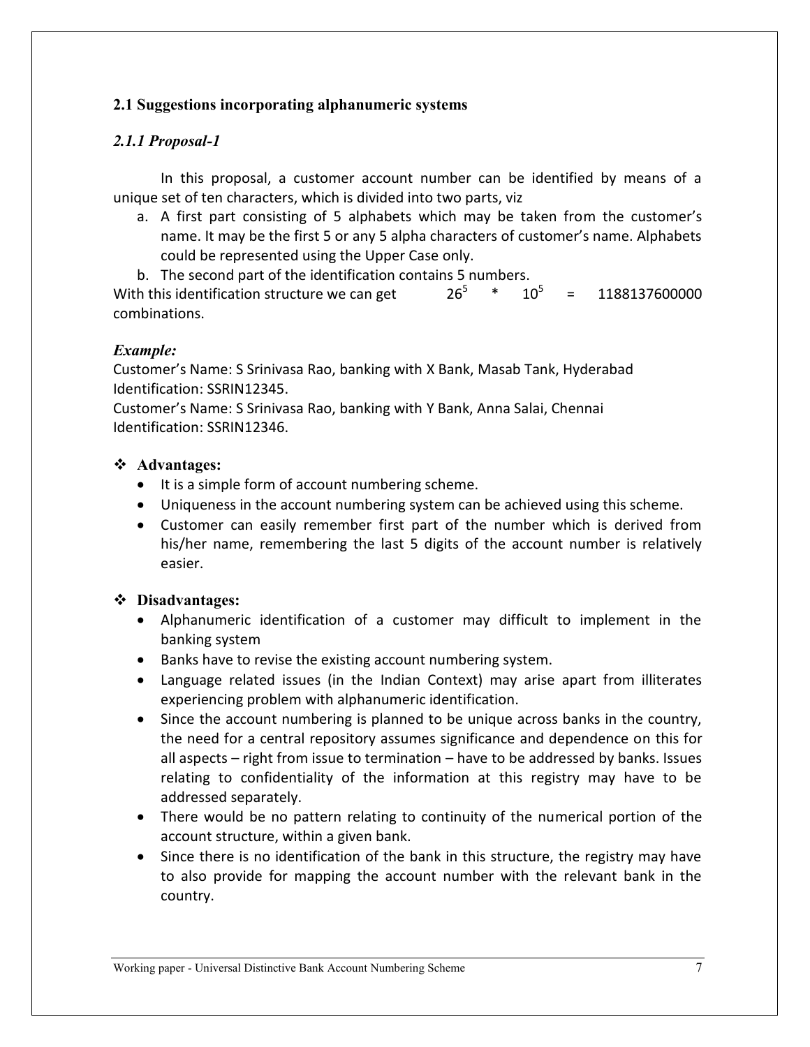### 2.1 Suggestions incorporating alphanumeric systems

#### *2.1.1 Proposal-1*

In this proposal, a customer account number can be identified by means of a unique set of ten characters, which is divided into two parts, viz

a. A first part consisting of 5 alphabets which may be taken from the customer's name. It may be the first 5 or any 5 alpha characters of customer's name. Alphabets could be represented using the Upper Case only.
b. The second part of the identification contains 5 numbers.

With this identification structure we can get $26^5 * 10^5 = 1188137600000$ combinations.

***Example:***

Customer's Name: S Srinivasa Rao, banking with X Bank, Masab Tank, Hyderabad
Identification: SSRIN12345.
Customer's Name: S Srinivasa Rao, banking with Y Bank, Anna Salai, Chennai
Identification: SSRIN12346.

❖ **Advantages:**

- It is a simple form of account numbering scheme.
- Uniqueness in the account numbering system can be achieved using this scheme.
- Customer can easily remember first part of the number which is derived from his/her name, remembering the last 5 digits of the account number is relatively easier.

❖ **Disadvantages:**

- Alphanumeric identification of a customer may difficult to implement in the banking system
- Banks have to revise the existing account numbering system.
- Language related issues (in the Indian Context) may arise apart from illiterates experiencing problem with alphanumeric identification.
- Since the account numbering is planned to be unique across banks in the country, the need for a central repository assumes significance and dependence on this for all aspects – right from issue to termination – have to be addressed by banks. Issues relating to confidentiality of the information at this registry may have to be addressed separately.
- There would be no pattern relating to continuity of the numerical portion of the account structure, within a given bank.
- Since there is no identification of the bank in this structure, the registry may have to also provide for mapping the account number with the relevant bank in the country.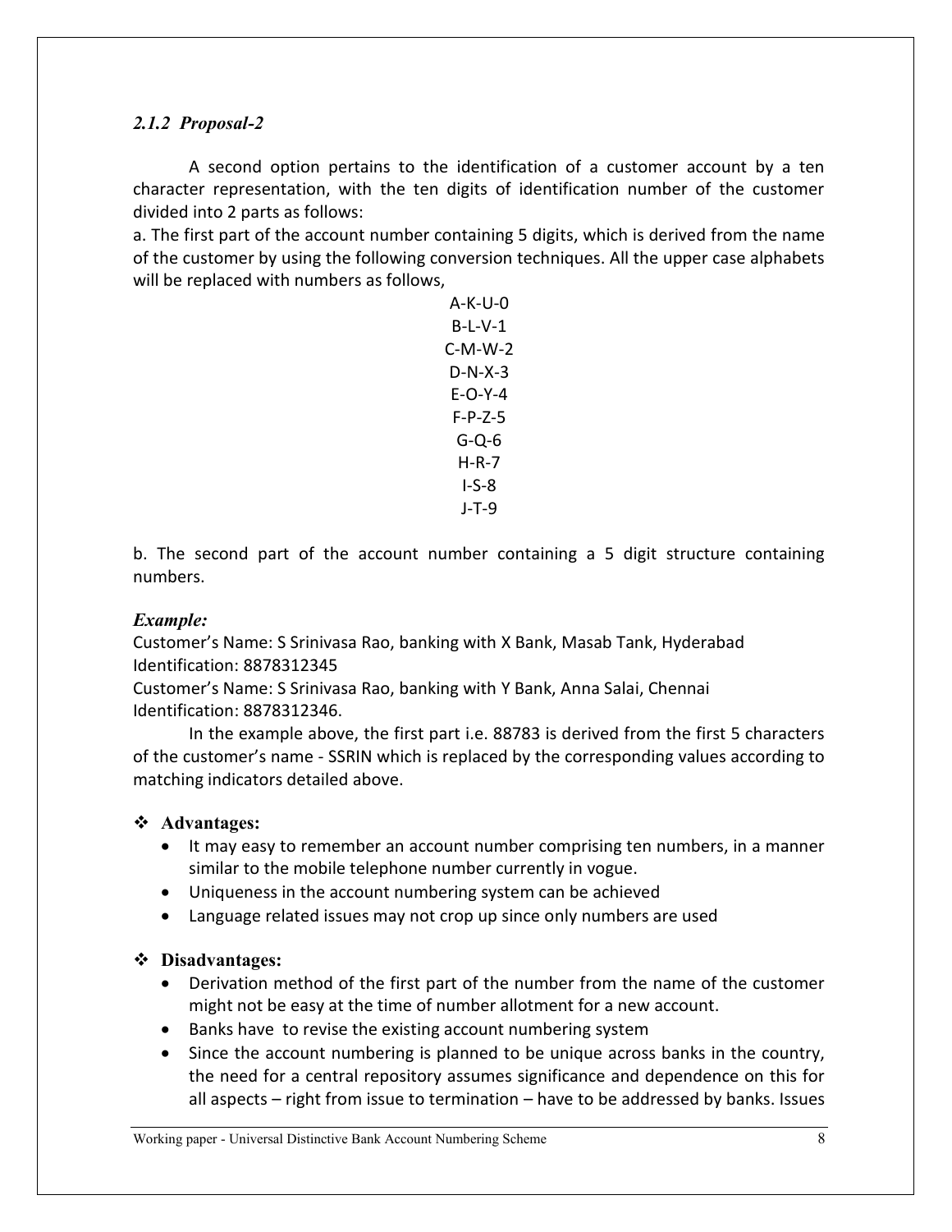### *2.1.2 Proposal-2*

A second option pertains to the identification of a customer account by a ten character representation, with the ten digits of identification number of the customer divided into 2 parts as follows:

a. The first part of the account number containing 5 digits, which is derived from the name of the customer by using the following conversion techniques. All the upper case alphabets will be replaced with numbers as follows,

A-K-U-0
B-L-V-1
C-M-W-2
D-N-X-3
E-O-Y-4
F-P-Z-5
G-Q-6
H-R-7
I-S-8
J-T-9

b. The second part of the account number containing a 5 digit structure containing numbers.

***Example:***

Customer's Name: S Srinivasa Rao, banking with X Bank, Masab Tank, Hyderabad
Identification: 8878312345
Customer's Name: S Srinivasa Rao, banking with Y Bank, Anna Salai, Chennai
Identification: 8878312346.

In the example above, the first part i.e. 88783 is derived from the first 5 characters of the customer's name - SSRIN which is replaced by the corresponding values according to matching indicators detailed above.

❖ **Advantages:**

- It may easy to remember an account number comprising ten numbers, in a manner similar to the mobile telephone number currently in vogue.
- Uniqueness in the account numbering system can be achieved
- Language related issues may not crop up since only numbers are used

❖ **Disadvantages:**

- Derivation method of the first part of the number from the name of the customer might not be easy at the time of number allotment for a new account.
- Banks have to revise the existing account numbering system
- Since the account numbering is planned to be unique across banks in the country, the need for a central repository assumes significance and dependence on this for all aspects – right from issue to termination – have to be addressed by banks. Issues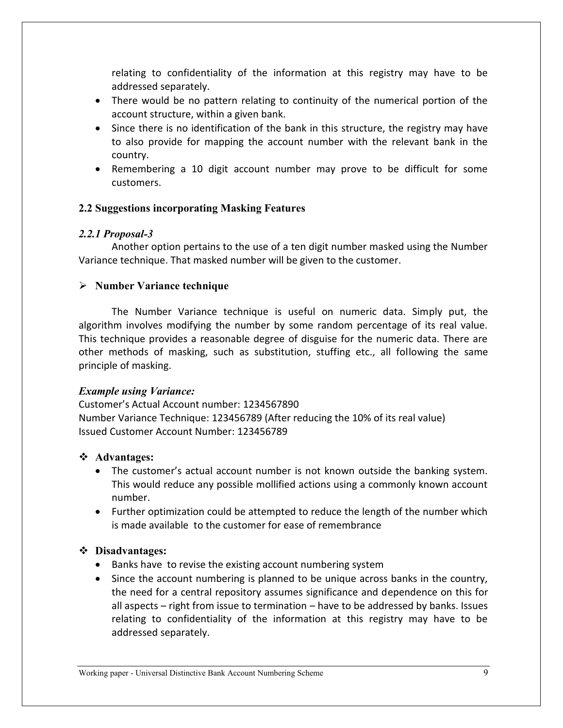relating to confidentiality of the information at this registry may have to be addressed separately.

- There would be no pattern relating to continuity of the numerical portion of the account structure, within a given bank.
- Since there is no identification of the bank in this structure, the registry may have to also provide for mapping the account number with the relevant bank in the country.
- Remembering a 10 digit account number may prove to be difficult for some customers.

### 2.2 Suggestions incorporating Masking Features

#### *2.2.1 Proposal-3*

Another option pertains to the use of a ten digit number masked using the Number Variance technique. That masked number will be given to the customer.

- **Number Variance technique**

The Number Variance technique is useful on numeric data. Simply put, the algorithm involves modifying the number by some random percentage of its real value. This technique provides a reasonable degree of disguise for the numeric data. There are other methods of masking, such as substitution, stuffing etc., all following the same principle of masking.

***Example using Variance:***

Customer's Actual Account number: 1234567890
Number Variance Technique: 123456789 (After reducing the 10% of its real value)
Issued Customer Account Number: 123456789

- **Advantages:**
  - The customer's actual account number is not known outside the banking system. This would reduce any possible mollified actions using a commonly known account number.
  - Further optimization could be attempted to reduce the length of the number which is made available to the customer for ease of remembrance

- **Disadvantages:**
  - Banks have to revise the existing account numbering system
  - Since the account numbering is planned to be unique across banks in the country, the need for a central repository assumes significance and dependence on this for all aspects – right from issue to termination – have to be addressed by banks. Issues relating to confidentiality of the information at this registry may have to be addressed separately.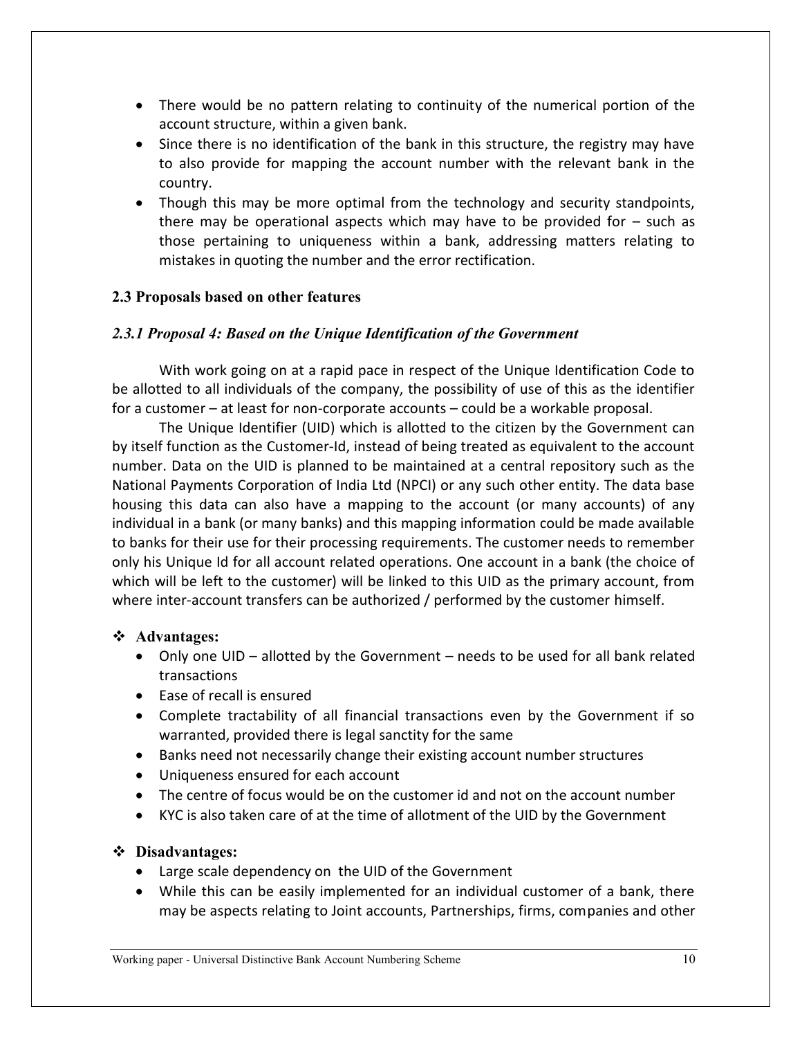- There would be no pattern relating to continuity of the numerical portion of the account structure, within a given bank.
- Since there is no identification of the bank in this structure, the registry may have to also provide for mapping the account number with the relevant bank in the country.
- Though this may be more optimal from the technology and security standpoints, there may be operational aspects which may have to be provided for – such as those pertaining to uniqueness within a bank, addressing matters relating to mistakes in quoting the number and the error rectification.

### 2.3 Proposals based on other features

#### *2.3.1 Proposal 4: Based on the Unique Identification of the Government*

With work going on at a rapid pace in respect of the Unique Identification Code to be allotted to all individuals of the company, the possibility of use of this as the identifier for a customer – at least for non-corporate accounts – could be a workable proposal.

The Unique Identifier (UID) which is allotted to the citizen by the Government can by itself function as the Customer-Id, instead of being treated as equivalent to the account number. Data on the UID is planned to be maintained at a central repository such as the National Payments Corporation of India Ltd (NPCI) or any such other entity. The data base housing this data can also have a mapping to the account (or many accounts) of any individual in a bank (or many banks) and this mapping information could be made available to banks for their use for their processing requirements. The customer needs to remember only his Unique Id for all account related operations. One account in a bank (the choice of which will be left to the customer) will be linked to this UID as the primary account, from where inter-account transfers can be authorized / performed by the customer himself.

❖ **Advantages:**

- Only one UID – allotted by the Government – needs to be used for all bank related transactions
- Ease of recall is ensured
- Complete tractability of all financial transactions even by the Government if so warranted, provided there is legal sanctity for the same
- Banks need not necessarily change their existing account number structures
- Uniqueness ensured for each account
- The centre of focus would be on the customer id and not on the account number
- KYC is also taken care of at the time of allotment of the UID by the Government

❖ **Disadvantages:**

- Large scale dependency on the UID of the Government
- While this can be easily implemented for an individual customer of a bank, there may be aspects relating to Joint accounts, Partnerships, firms, companies and other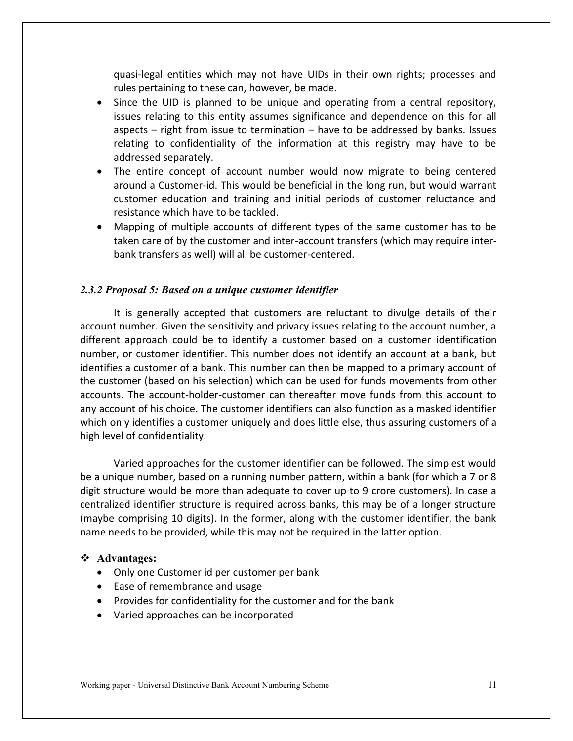quasi-legal entities which may not have UIDs in their own rights; processes and rules pertaining to these can, however, be made.

- Since the UID is planned to be unique and operating from a central repository, issues relating to this entity assumes significance and dependence on this for all aspects – right from issue to termination – have to be addressed by banks. Issues relating to confidentiality of the information at this registry may have to be addressed separately.
- The entire concept of account number would now migrate to being centered around a Customer-id. This would be beneficial in the long run, but would warrant customer education and training and initial periods of customer reluctance and resistance which have to be tackled.
- Mapping of multiple accounts of different types of the same customer has to be taken care of by the customer and inter-account transfers (which may require inter-bank transfers as well) will all be customer-centered.

### *2.3.2 Proposal 5: Based on a unique customer identifier*

It is generally accepted that customers are reluctant to divulge details of their account number. Given the sensitivity and privacy issues relating to the account number, a different approach could be to identify a customer based on a customer identification number, or customer identifier. This number does not identify an account at a bank, but identifies a customer of a bank. This number can then be mapped to a primary account of the customer (based on his selection) which can be used for funds movements from other accounts. The account-holder-customer can thereafter move funds from this account to any account of his choice. The customer identifiers can also function as a masked identifier which only identifies a customer uniquely and does little else, thus assuring customers of a high level of confidentiality.

Varied approaches for the customer identifier can be followed. The simplest would be a unique number, based on a running number pattern, within a bank (for which a 7 or 8 digit structure would be more than adequate to cover up to 9 crore customers). In case a centralized identifier structure is required across banks, this may be of a longer structure (maybe comprising 10 digits). In the former, along with the customer identifier, the bank name needs to be provided, while this may not be required in the latter option.

❖ **Advantages:**

- Only one Customer id per customer per bank
- Ease of remembrance and usage
- Provides for confidentiality for the customer and for the bank
- Varied approaches can be incorporated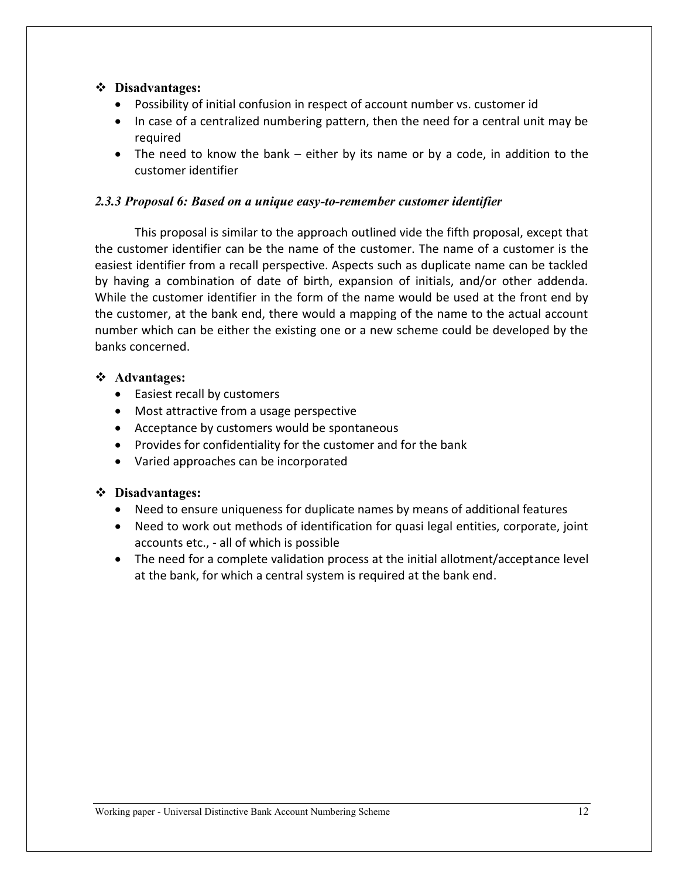❖ **Disadvantages:**

- Possibility of initial confusion in respect of account number vs. customer id
- In case of a centralized numbering pattern, then the need for a central unit may be required
- The need to know the bank – either by its name or by a code, in addition to the customer identifier

### *2.3.3 Proposal 6: Based on a unique easy-to-remember customer identifier*

This proposal is similar to the approach outlined vide the fifth proposal, except that the customer identifier can be the name of the customer. The name of a customer is the easiest identifier from a recall perspective. Aspects such as duplicate name can be tackled by having a combination of date of birth, expansion of initials, and/or other addenda. While the customer identifier in the form of the name would be used at the front end by the customer, at the bank end, there would a mapping of the name to the actual account number which can be either the existing one or a new scheme could be developed by the banks concerned.

❖ **Advantages:**

- Easiest recall by customers
- Most attractive from a usage perspective
- Acceptance by customers would be spontaneous
- Provides for confidentiality for the customer and for the bank
- Varied approaches can be incorporated

❖ **Disadvantages:**

- Need to ensure uniqueness for duplicate names by means of additional features
- Need to work out methods of identification for quasi legal entities, corporate, joint accounts etc., - all of which is possible
- The need for a complete validation process at the initial allotment/acceptance level at the bank, for which a central system is required at the bank end.